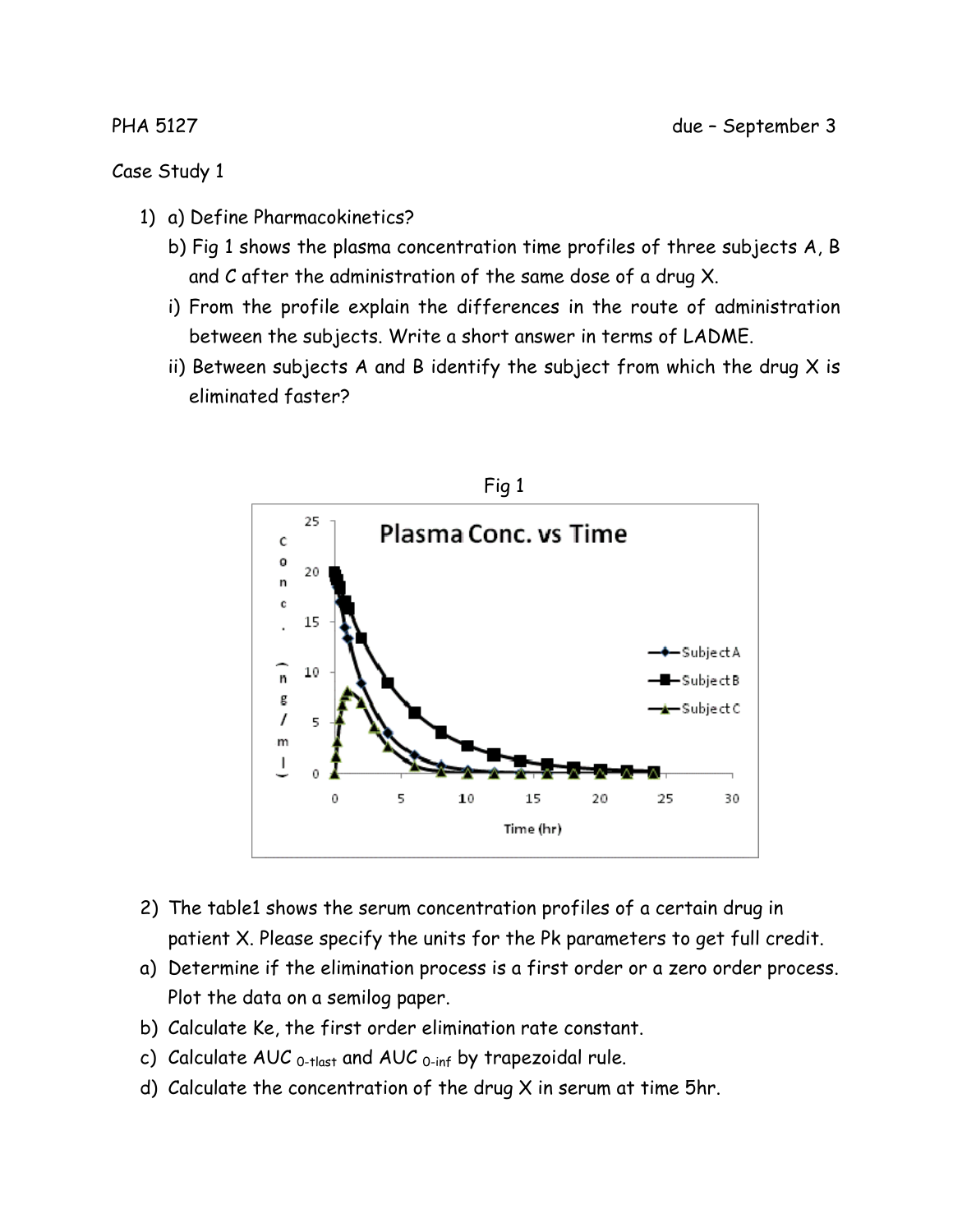PHA 5127 due – September 3

Case Study 1

1) a) Define Pharmacokinetics?

   b) Fig 1 shows the plasma concentration time profiles of three subjects A, B and C after the administration of the same dose of a drug X.

   i) From the profile explain the differences in the route of administration between the subjects. Write a short answer in terms of LADME.

   ii) Between subjects A and B identify the subject from which the drug X is eliminated faster?

Fig 1

2) The table1 shows the serum concentration profiles of a certain drug in patient X. Please specify the units for the Pk parameters to get full credit.

a) Determine if the elimination process is a first order or a zero order process. Plot the data on a semilog paper.

b) Calculate Ke, the first order elimination rate constant.

c) Calculate $AUC_{0\text{-tlast}}$ and $AUC_{0\text{-inf}}$ by trapezoidal rule.

d) Calculate the concentration of the drug X in serum at time 5hr.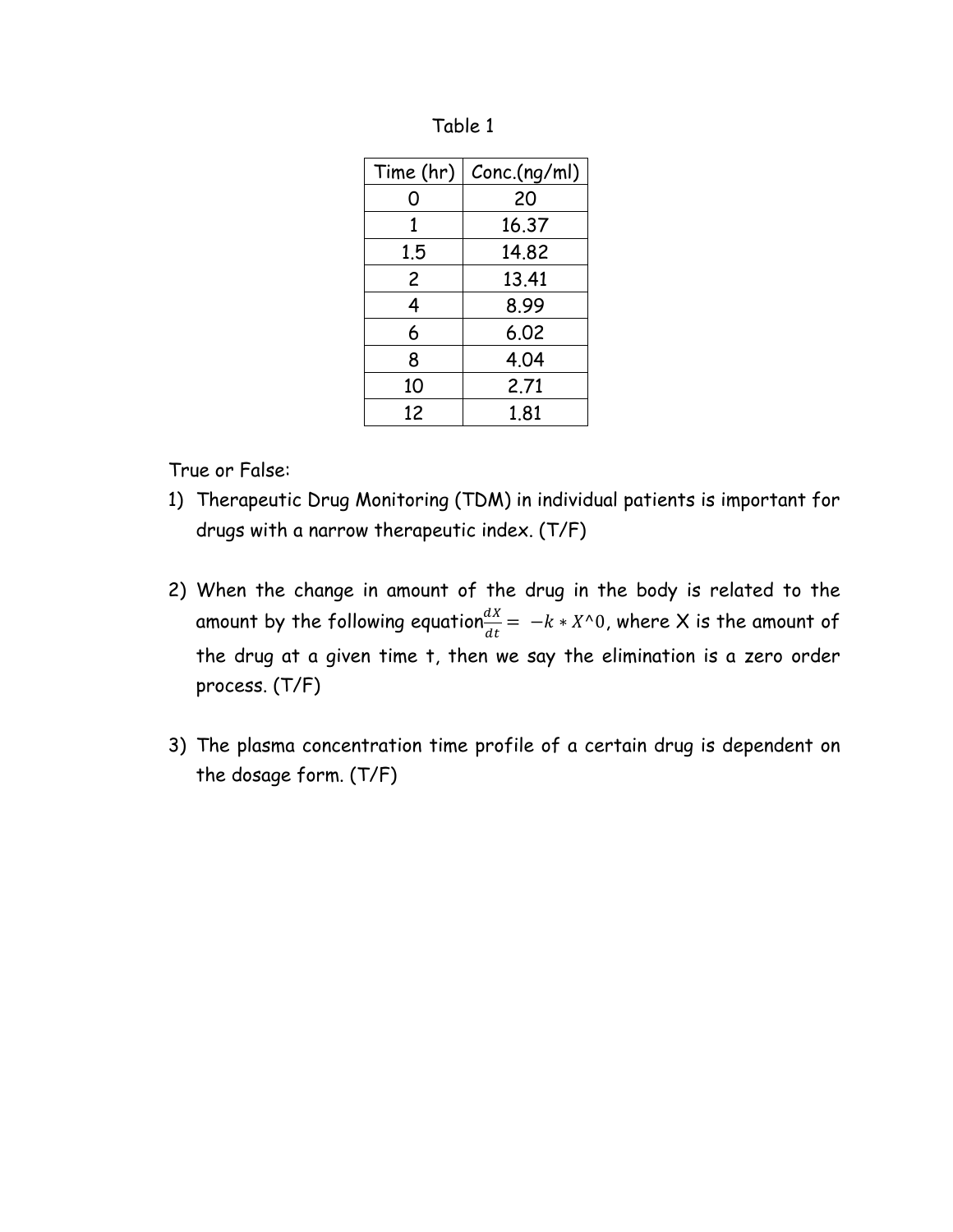Table 1

| Time (hr) | Conc.(ng/ml) |
|---|---|
| 0 | 20 |
| 1 | 16.37 |
| 1.5 | 14.82 |
| 2 | 13.41 |
| 4 | 8.99 |
| 6 | 6.02 |
| 8 | 4.04 |
| 10 | 2.71 |
| 12 | 1.81 |

True or False:

1) Therapeutic Drug Monitoring (TDM) in individual patients is important for drugs with a narrow therapeutic index. (T/F)

2) When the change in amount of the drug in the body is related to the amount by the following equation $\frac{dX}{dt} = -k * X^0$, where X is the amount of the drug at a given time t, then we say the elimination is a zero order process. (T/F)

3) The plasma concentration time profile of a certain drug is dependent on the dosage form. (T/F)